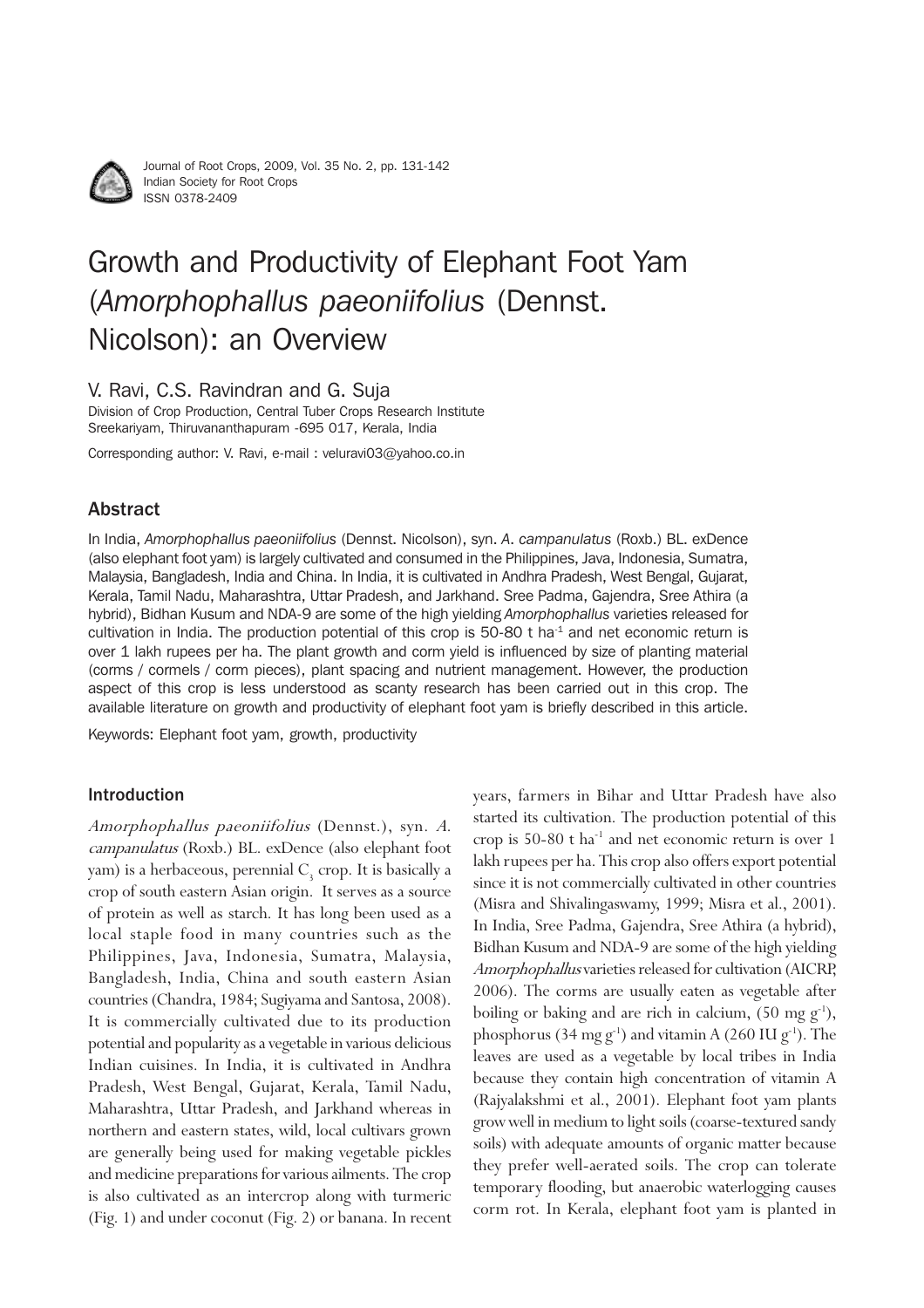# Growth and Productivity of Elephant Foot Yam (*Amorphophallus paeoniifolius* (Dennst. Nicolson): an Overview

V. Ravi, C.S. Ravindran and G. Suja

Division of Crop Production, Central Tuber Crops Research Institute
Sreekariyam, Thiruvananthapuram -695 017, Kerala, India

Corresponding author: V. Ravi, e-mail : veluravi03@yahoo.co.in

## Abstract

In India, *Amorphophallus paeoniifolius* (Dennst. Nicolson), syn. *A. campanulatus* (Roxb.) BL. exDence (also elephant foot yam) is largely cultivated and consumed in the Philippines, Java, Indonesia, Sumatra, Malaysia, Bangladesh, India and China. In India, it is cultivated in Andhra Pradesh, West Bengal, Gujarat, Kerala, Tamil Nadu, Maharashtra, Uttar Pradesh, and Jharkhand. Sree Padma, Gajendra, Sree Athira (a hybrid), Bidhan Kusum and NDA-9 are some of the high yielding *Amorphophallus* varieties released for cultivation in India. The production potential of this crop is 50-80 t $ha^{-1}$ and net economic return is over 1 lakh rupees per ha. The plant growth and corm yield is influenced by size of planting material (corms / cormels / corm pieces), plant spacing and nutrient management. However, the production aspect of this crop is less understood as scanty research has been carried out in this crop. The available literature on growth and productivity of elephant foot yam is briefly described in this article.

Keywords: Elephant foot yam, growth, productivity

## Introduction

*Amorphophallus paeoniifolius* (Dennst.), syn. *A. campanulatus* (Roxb.) BL. exDence (also elephant foot yam) is a herbaceous, perennial $C_3$ crop. It is basically a crop of south eastern Asian origin. It serves as a source of protein as well as starch. It has long been used as a local staple food in many countries such as the Philippines, Java, Indonesia, Sumatra, Malaysia, Bangladesh, India, China and south eastern Asian countries (Chandra, 1984; Sugiyama and Santosa, 2008). It is commercially cultivated due to its production potential and popularity as a vegetable in various delicious Indian cuisines. In India, it is cultivated in Andhra Pradesh, West Bengal, Gujarat, Kerala, Tamil Nadu, Maharashtra, Uttar Pradesh, and Jharkhand whereas in northern and eastern states, wild, local cultivars grown are generally being used for making vegetable pickles and medicine preparations for various ailments. The crop is also cultivated as an intercrop along with turmeric (Fig. 1) and under coconut (Fig. 2) or banana. In recent years, farmers in Bihar and Uttar Pradesh have also started its cultivation. The production potential of this crop is 50-80 t $ha^{-1}$ and net economic return is over 1 lakh rupees per ha. This crop also offers export potential since it is not commercially cultivated in other countries (Misra and Shivalingaswamy, 1999; Misra et al., 2001). In India, Sree Padma, Gajendra, Sree Athira (a hybrid), Bidhan Kusum and NDA-9 are some of the high yielding *Amorphophallus* varieties released for cultivation (AICRP, 2006). The corms are usually eaten as vegetable after boiling or baking and are rich in calcium, (50 mg $g^{-1}$), phosphorus (34 mg $g^{-1}$) and vitamin A (260 IU $g^{-1}$). The leaves are used as a vegetable by local tribes in India because they contain high concentration of vitamin A (Rajyalakshmi et al., 2001). Elephant foot yam plants grow well in medium to light soils (coarse-textured sandy soils) with adequate amounts of organic matter because they prefer well-aerated soils. The crop can tolerate temporary flooding, but anaerobic waterlogging causes corm rot. In Kerala, elephant foot yam is planted in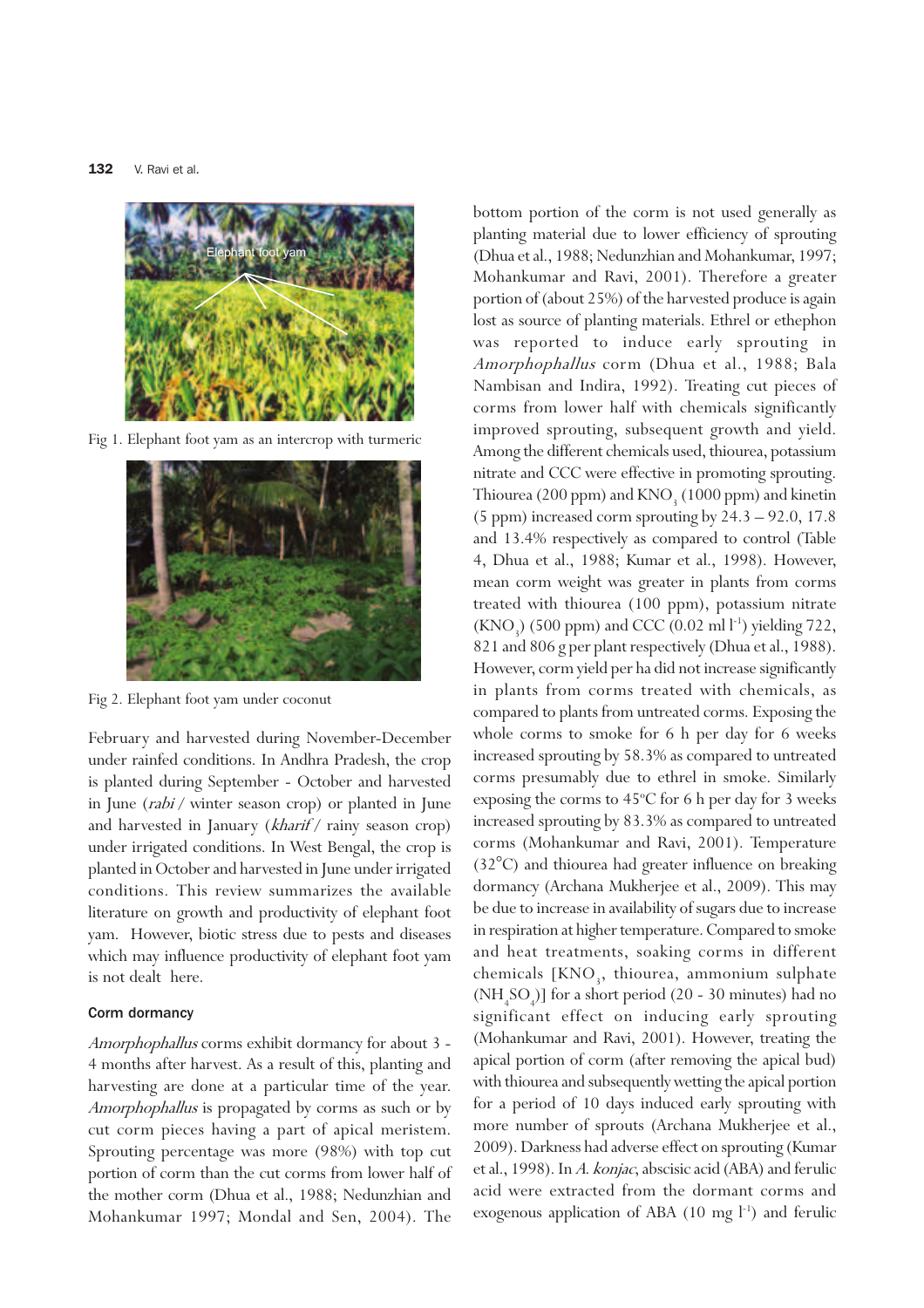Fig 1. Elephant foot yam as an intercrop with turmeric

Fig 2. Elephant foot yam under coconut

February and harvested during November-December under rainfed conditions. In Andhra Pradesh, the crop is planted during September - October and harvested in June (*rabi* / winter season crop) or planted in June and harvested in January (*kharif* / rainy season crop) under irrigated conditions. In West Bengal, the crop is planted in October and harvested in June under irrigated conditions. This review summarizes the available literature on growth and productivity of elephant foot yam. However, biotic stress due to pests and diseases which may influence productivity of elephant foot yam is not dealt here.

### Corm dormancy

*Amorphophallus* corms exhibit dormancy for about 3 - 4 months after harvest. As a result of this, planting and harvesting are done at a particular time of the year. *Amorphophallus* is propagated by corms as such or by cut corm pieces having a part of apical meristem. Sprouting percentage was more (98%) with top cut portion of corm than the cut corms from lower half of the mother corm (Dhua et al., 1988; Nedunzhian and Mohankumar 1997; Mondal and Sen, 2004). The bottom portion of the corm is not used generally as planting material due to lower efficiency of sprouting (Dhua et al., 1988; Nedunzhian and Mohankumar, 1997; Mohankumar and Ravi, 2001). Therefore a greater portion of (about 25%) of the harvested produce is again lost as source of planting materials. Ethrel or ethephon was reported to induce early sprouting in *Amorphophallus* corm (Dhua et al., 1988; Bala Nambisan and Indira, 1992). Treating cut pieces of corms from lower half with chemicals significantly improved sprouting, subsequent growth and yield. Among the different chemicals used, thiourea, potassium nitrate and CCC were effective in promoting sprouting. Thiourea (200 ppm) and $KNO_3$ (1000 ppm) and kinetin (5 ppm) increased corm sprouting by 24.3 – 92.0, 17.8 and 13.4% respectively as compared to control (Table 4, Dhua et al., 1988; Kumar et al., 1998). However, mean corm weight was greater in plants from corms treated with thiourea (100 ppm), potassium nitrate ($KNO_3$) (500 ppm) and CCC (0.02 ml $l^{-1}$) yielding 722, 821 and 806 g per plant respectively (Dhua et al., 1988). However, corm yield per ha did not increase significantly in plants from corms treated with chemicals, as compared to plants from untreated corms. Exposing the whole corms to smoke for 6 h per day for 6 weeks increased sprouting by 58.3% as compared to untreated corms presumably due to ethrel in smoke. Similarly exposing the corms to 45°C for 6 h per day for 3 weeks increased sprouting by 83.3% as compared to untreated corms (Mohankumar and Ravi, 2001). Temperature (32°C) and thiourea had greater influence on breaking dormancy (Archana Mukherjee et al., 2009). This may be due to increase in availability of sugars due to increase in respiration at higher temperature. Compared to smoke and heat treatments, soaking corms in different chemicals [$KNO_3$, thiourea, ammonium sulphate ($(NH_4)_2SO_4$)] for a short period (20 - 30 minutes) had no significant effect on inducing early sprouting (Mohankumar and Ravi, 2001). However, treating the apical portion of corm (after removing the apical bud) with thiourea and subsequently wetting the apical portion for a period of 10 days induced early sprouting with more number of sprouts (Archana Mukherjee et al., 2009). Darkness had adverse effect on sprouting (Kumar et al., 1998). In *A. konjac*, abscisic acid (ABA) and ferulic acid were extracted from the dormant corms and exogenous application of ABA (10 mg $l^{-1}$) and ferulic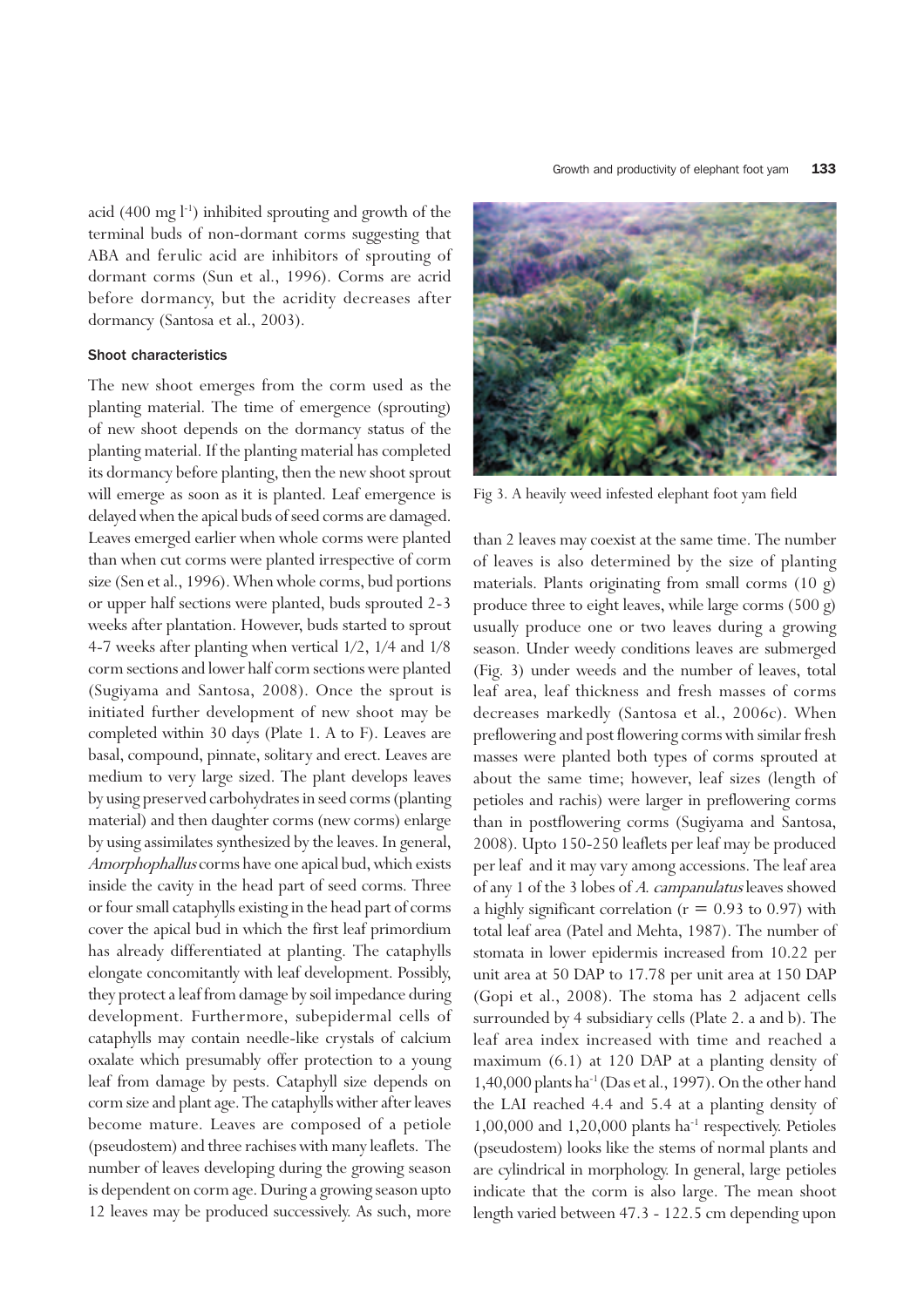acid (400 mg $l^{-1}$) inhibited sprouting and growth of the terminal buds of non-dormant corms suggesting that ABA and ferulic acid are inhibitors of sprouting of dormant corms (Sun et al., 1996). Corms are acrid before dormancy, but the acridity decreases after dormancy (Santosa et al., 2003).

### Shoot characteristics

The new shoot emerges from the corm used as the planting material. The time of emergence (sprouting) of new shoot depends on the dormancy status of the planting material. If the planting material has completed its dormancy before planting, then the new shoot sprout will emerge as soon as it is planted. Leaf emergence is delayed when the apical buds of seed corms are damaged. Leaves emerged earlier when whole corms were planted than when cut corms were planted irrespective of corm size (Sen et al., 1996). When whole corms, bud portions or upper half sections were planted, buds sprouted 2-3 weeks after plantation. However, buds started to sprout 4-7 weeks after planting when vertical 1/2, 1/4 and 1/8 corm sections and lower half corm sections were planted (Sugiyama and Santosa, 2008). Once the sprout is initiated further development of new shoot may be completed within 30 days (Plate 1. A to F). Leaves are basal, compound, pinnate, solitary and erect. Leaves are medium to very large sized. The plant develops leaves by using preserved carbohydrates in seed corms (planting material) and then daughter corms (new corms) enlarge by using assimilates synthesized by the leaves. In general, *Amorphophallus* corms have one apical bud, which exists inside the cavity in the head part of seed corms. Three or four small cataphylls existing in the head part of corms cover the apical bud in which the first leaf primordium has already differentiated at planting. The cataphylls elongate concomitantly with leaf development. Possibly, they protect a leaf from damage by soil impedance during development. Furthermore, subepidermal cells of cataphylls may contain needle-like crystals of calcium oxalate which presumably offer protection to a young leaf from damage by pests. Cataphyll size depends on corm size and plant age. The cataphylls wither after leaves become mature. Leaves are composed of a petiole (pseudostem) and three rachises with many leaflets. The number of leaves developing during the growing season is dependent on corm age. During a growing season upto 12 leaves may be produced successively. As such, more than 2 leaves may coexist at the same time. The number of leaves is also determined by the size of planting materials. Plants originating from small corms (10 g) produce three to eight leaves, while large corms (500 g) usually produce one or two leaves during a growing season. Under weedy conditions leaves are submerged (Fig. 3) under weeds and the number of leaves, total leaf area, leaf thickness and fresh masses of corms decreases markedly (Santosa et al., 2006c). When preflowering and post flowering corms with similar fresh masses were planted both types of corms sprouted at about the same time; however, leaf sizes (length of petioles and rachis) were larger in preflowering corms than in postflowering corms (Sugiyama and Santosa, 2008). Upto 150-250 leaflets per leaf may be produced per leaf and it may vary among accessions. The leaf area of any 1 of the 3 lobes of *A. campanulatus* leaves showed a highly significant correlation ($r = 0.93$ to $0.97$) with total leaf area (Patel and Mehta, 1987). The number of stomata in lower epidermis increased from 10.22 per unit area at 50 DAP to 17.78 per unit area at 150 DAP (Gopi et al., 2008). The stoma has 2 adjacent cells surrounded by 4 subsidiary cells (Plate 2. a and b). The leaf area index increased with time and reached a maximum (6.1) at 120 DAP at a planting density of 1,40,000 plants ha$^{-1}$ (Das et al., 1997). On the other hand the LAI reached 4.4 and 5.4 at a planting density of 1,00,000 and 1,20,000 plants ha$^{-1}$ respectively. Petioles (pseudostem) looks like the stems of normal plants and are cylindrical in morphology. In general, large petioles indicate that the corm is also large. The mean shoot length varied between 47.3 - 122.5 cm depending upon

Fig 3. A heavily weed infested elephant foot yam field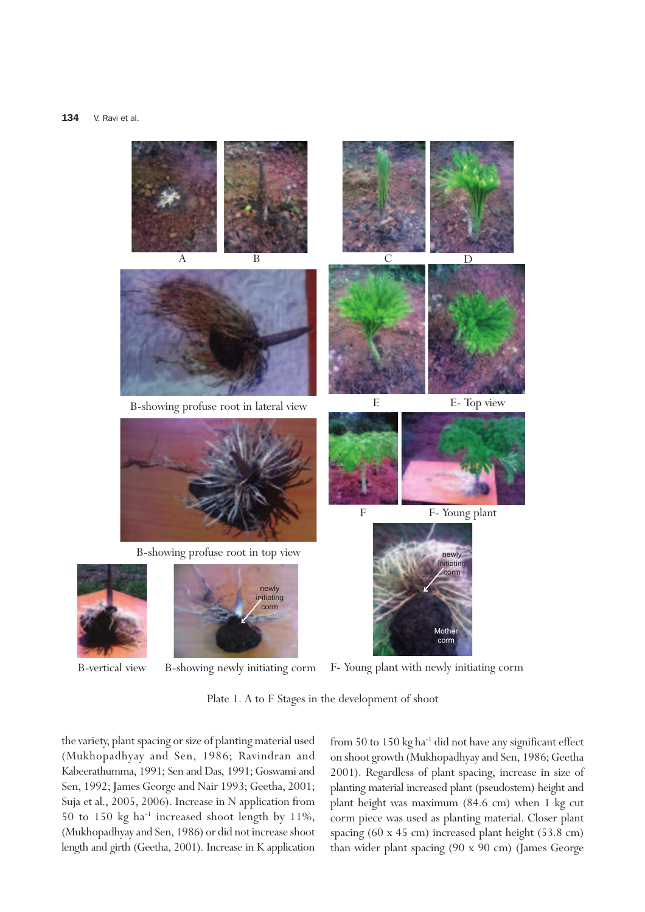Plate 1. A to F Stages in the development of shoot

the variety, plant spacing or size of planting material used (Mukhopadhyay and Sen, 1986; Ravindran and Kabeerathumma, 1991; Sen and Das, 1991; Goswami and Sen, 1992; James George and Nair 1993; Geetha, 2001; Suja et al., 2005, 2006). Increase in N application from 50 to 150 kg ha$^{-1}$ increased shoot length by 11%, (Mukhopadhyay and Sen, 1986) or did not increase shoot length and girth (Geetha, 2001). Increase in K application from 50 to 150 kg ha$^{-1}$ did not have any significant effect on shoot growth (Mukhopadhyay and Sen, 1986; Geetha 2001). Regardless of plant spacing, increase in size of planting material increased plant (pseudostem) height and plant height was maximum (84.6 cm) when 1 kg cut corm piece was used as planting material. Closer plant spacing (60 x 45 cm) increased plant height (53.8 cm) than wider plant spacing (90 x 90 cm) (James George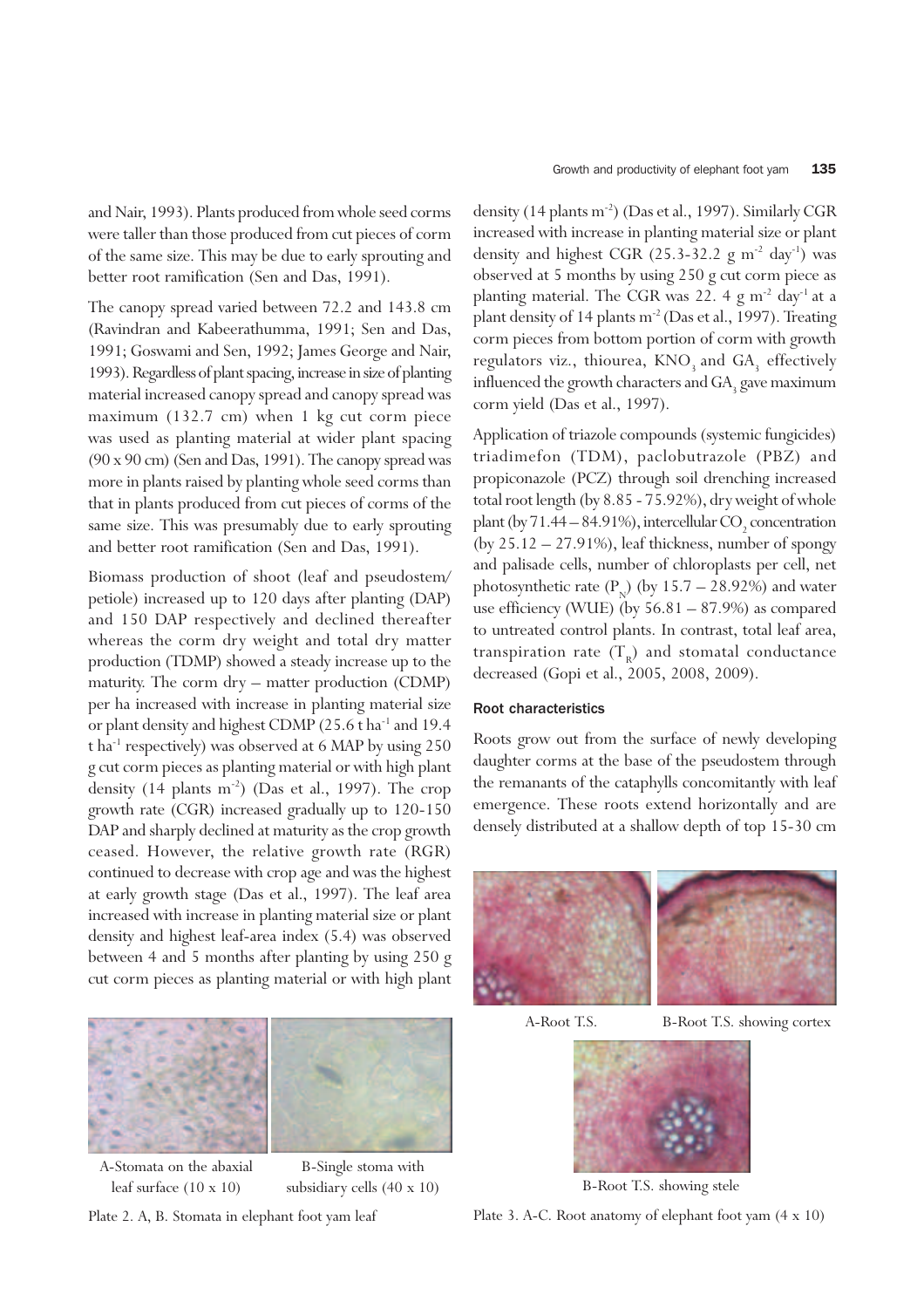and Nair, 1993). Plants produced from whole seed corms were taller than those produced from cut pieces of corm of the same size. This may be due to early sprouting and better root ramification (Sen and Das, 1991).

The canopy spread varied between 72.2 and 143.8 cm (Ravindran and Kabeerathumma, 1991; Sen and Das, 1991; Goswami and Sen, 1992; James George and Nair, 1993). Regardless of plant spacing, increase in size of planting material increased canopy spread and canopy spread was maximum (132.7 cm) when 1 kg cut corm piece was used as planting material at wider plant spacing (90 x 90 cm) (Sen and Das, 1991). The canopy spread was more in plants raised by planting whole seed corms than that in plants produced from cut pieces of corms of the same size. This was presumably due to early sprouting and better root ramification (Sen and Das, 1991).

Biomass production of shoot (leaf and pseudostem/petiole) increased up to 120 days after planting (DAP) and 150 DAP respectively and declined thereafter whereas the corm dry weight and total dry matter production (TDMP) showed a steady increase up to the maturity. The corm dry – matter production (CDMP) per ha increased with increase in planting material size or plant density and highest CDMP (25.6 t $ha^{-1}$ and 19.4 t $ha^{-1}$ respectively) was observed at 6 MAP by using 250 g cut corm pieces as planting material or with high plant density (14 plants $m^{-2}$) (Das et al., 1997). The crop growth rate (CGR) increased gradually up to 120-150 DAP and sharply declined at maturity as the crop growth ceased. However, the relative growth rate (RGR) continued to decrease with crop age and was the highest at early growth stage (Das et al., 1997). The leaf area increased with increase in planting material size or plant density and highest leaf-area index (5.4) was observed between 4 and 5 months after planting by using 250 g cut corm pieces as planting material or with high plant density (14 plants $m^{-2}$) (Das et al., 1997). Similarly CGR increased with increase in planting material size or plant density and highest CGR (25.3-32.2 g $m^{-2}$ $day^{-1}$) was observed at 5 months by using 250 g cut corm piece as planting material. The CGR was 22. 4 g $m^{-2}$ $day^{-1}$ at a plant density of 14 plants $m^{-2}$ (Das et al., 1997). Treating corm pieces from bottom portion of corm with growth regulators viz., thiourea, $KNO_3$ and $GA_3$ effectively influenced the growth characters and $GA_3$ gave maximum corm yield (Das et al., 1997).

Application of triazole compounds (systemic fungicides) triadimefon (TDM), paclobutrazole (PBZ) and propiconazole (PCZ) through soil drenching increased total root length (by 8.85 - 75.92%), dry weight of whole plant (by 71.44 – 84.91%), intercellular $CO_2$ concentration (by 25.12 – 27.91%), leaf thickness, number of spongy and palisade cells, number of chloroplasts per cell, net photosynthetic rate ($P_N$) (by 15.7 – 28.92%) and water use efficiency (WUE) (by 56.81 – 87.9%) as compared to untreated control plants. In contrast, total leaf area, transpiration rate ($T_R$) and stomatal conductance decreased (Gopi et al., 2005, 2008, 2009).

#### Root characteristics

Roots grow out from the surface of newly developing daughter corms at the base of the pseudostem through the remanants of the cataphylls concomitantly with leaf emergence. These roots extend horizontally and are densely distributed at a shallow depth of top 15-30 cm

A-Stomata on the abaxial leaf surface (10 x 10)

B-Single stoma with subsidiary cells (40 x 10)

Plate 2. A, B. Stomata in elephant foot yam leaf

A-Root T.S.

B-Root T.S. showing cortex

B-Root T.S. showing stele

Plate 3. A-C. Root anatomy of elephant foot yam (4 x 10)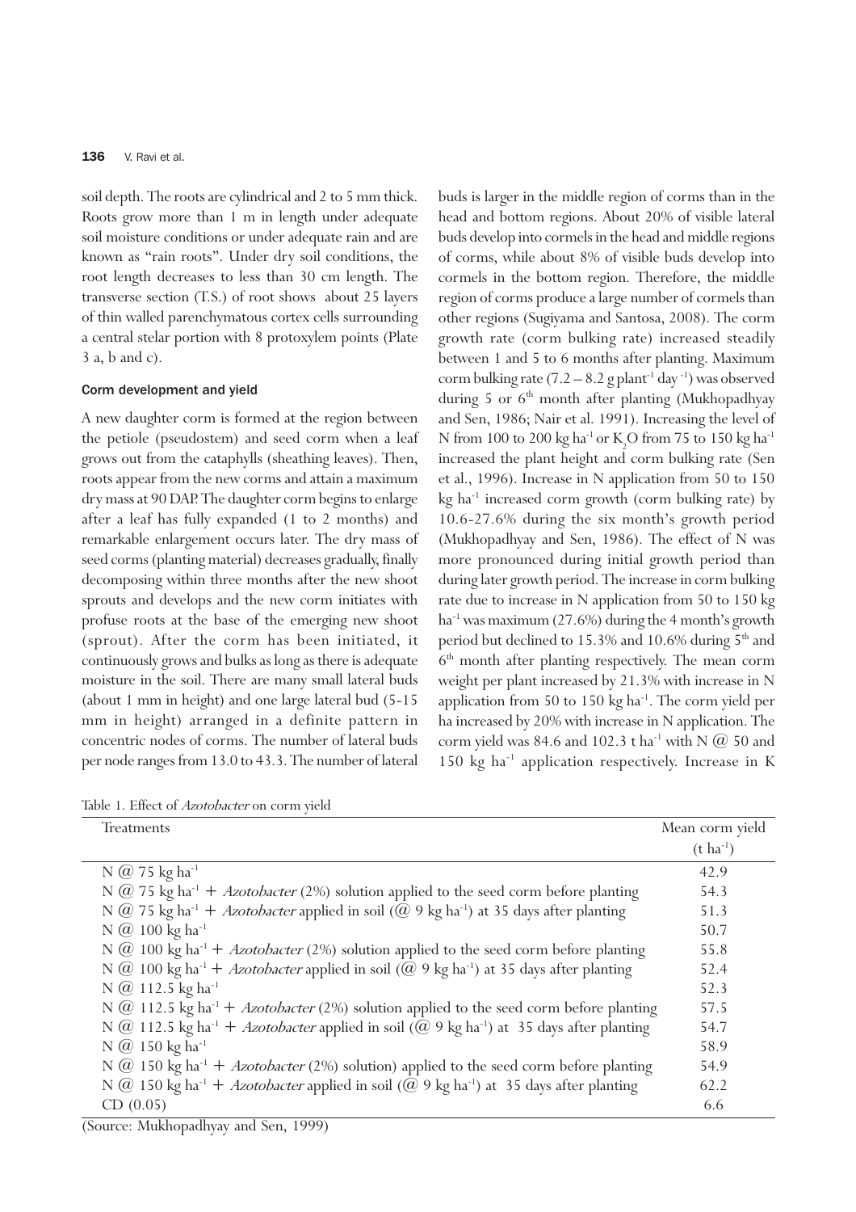soil depth. The roots are cylindrical and 2 to 5 mm thick. Roots grow more than 1 m in length under adequate soil moisture conditions or under adequate rain and are known as "rain roots". Under dry soil conditions, the root length decreases to less than 30 cm length. The transverse section (T.S.) of root shows about 25 layers of thin walled parenchymatous cortex cells surrounding a central stelar portion with 8 protoxylem points (Plate 3 a, b and c).

### Corm development and yield

A new daughter corm is formed at the region between the petiole (pseudostem) and seed corm when a leaf grows out from the cataphylls (sheathing leaves). Then, roots appear from the new corms and attain a maximum dry mass at 90 DAP. The daughter corm begins to enlarge after a leaf has fully expanded (1 to 2 months) and remarkable enlargement occurs later. The dry mass of seed corms (planting material) decreases gradually, finally decomposing within three months after the new shoot sprouts and develops and the new corm initiates with profuse roots at the base of the emerging new shoot (sprout). After the corm has been initiated, it continuously grows and bulks as long as there is adequate moisture in the soil. There are many small lateral buds (about 1 mm in height) and one large lateral bud (5-15 mm in height) arranged in a definite pattern in concentric nodes of corms. The number of lateral buds per node ranges from 13.0 to 43.3. The number of lateral buds is larger in the middle region of corms than in the head and bottom regions. About 20% of visible lateral buds develop into cormels in the head and middle regions of corms, while about 8% of visible buds develop into cormels in the bottom region. Therefore, the middle region of corms produce a large number of cormels than other regions (Sugiyama and Santosa, 2008). The corm growth rate (corm bulking rate) increased steadily between 1 and 5 to 6 months after planting. Maximum corm bulking rate (7.2 – 8.2 g plant$^{-1}$ day$^{-1}$) was observed during 5 or 6$^{th}$ month after planting (Mukhopadhyay and Sen, 1986; Nair et al. 1991). Increasing the level of N from 100 to 200 kg ha$^{-1}$ or $K_2O$ from 75 to 150 kg ha$^{-1}$ increased the plant height and corm bulking rate (Sen et al., 1996). Increase in N application from 50 to 150 kg ha$^{-1}$ increased corm growth (corm bulking rate) by 10.6-27.6% during the six month's growth period (Mukhopadhyay and Sen, 1986). The effect of N was more pronounced during initial growth period than during later growth period. The increase in corm bulking rate due to increase in N application from 50 to 150 kg ha$^{-1}$ was maximum (27.6%) during the 4 month's growth period but declined to 15.3% and 10.6% during 5$^{th}$ and 6$^{th}$ month after planting respectively. The mean corm weight per plant increased by 21.3% with increase in N application from 50 to 150 kg ha$^{-1}$. The corm yield per ha increased by 20% with increase in N application. The corm yield was 84.6 and 102.3 t ha$^{-1}$ with N @ 50 and 150 kg ha$^{-1}$ application respectively. Increase in K

Table 1. Effect of *Azotobacter* on corm yield

| Treatments | Mean corm yield (t ha$^{-1}$) |
|---|---|
| N @ 75 kg ha$^{-1}$ | 42.9 |
| N @ 75 kg ha$^{-1}$ + *Azotobacter* (2%) solution applied to the seed corm before planting | 54.3 |
| N @ 75 kg ha$^{-1}$ + *Azotobacter* applied in soil (@ 9 kg ha$^{-1}$) at 35 days after planting | 51.3 |
| N @ 100 kg ha$^{-1}$ | 50.7 |
| N @ 100 kg ha$^{-1}$ + *Azotobacter* (2%) solution applied to the seed corm before planting | 55.8 |
| N @ 100 kg ha$^{-1}$ + *Azotobacter* applied in soil (@ 9 kg ha$^{-1}$) at 35 days after planting | 52.4 |
| N @ 112.5 kg ha$^{-1}$ | 52.3 |
| N @ 112.5 kg ha$^{-1}$ + *Azotobacter* (2%) solution applied to the seed corm before planting | 57.5 |
| N @ 112.5 kg ha$^{-1}$ + *Azotobacter* applied in soil (@ 9 kg ha$^{-1}$) at 35 days after planting | 54.7 |
| N @ 150 kg ha$^{-1}$ | 58.9 |
| N @ 150 kg ha$^{-1}$ + *Azotobacter* (2%) solution) applied to the seed corm before planting | 54.9 |
| N @ 150 kg ha$^{-1}$ + *Azotobacter* applied in soil (@ 9 kg ha$^{-1}$) at 35 days after planting | 62.2 |
| CD (0.05) | 6.6 |

(Source: Mukhopadhyay and Sen, 1999)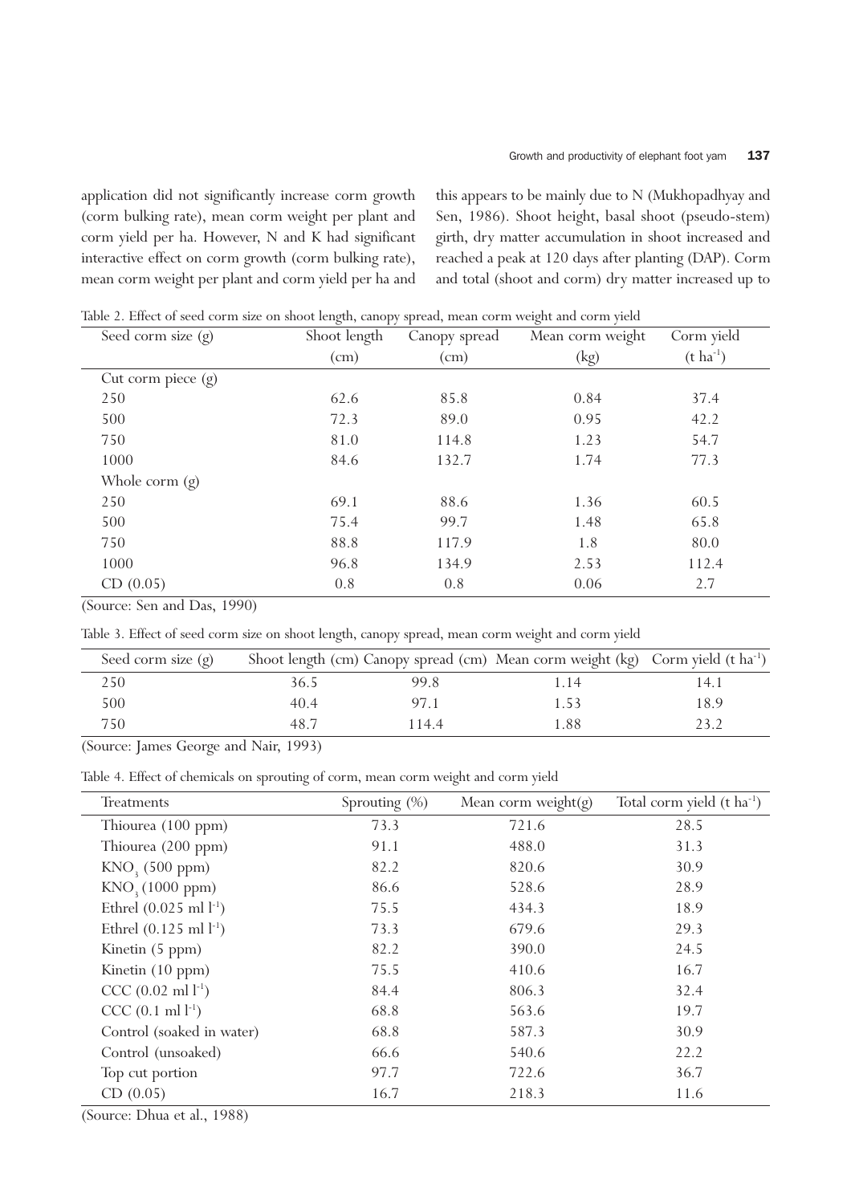application did not significantly increase corm growth (corm bulking rate), mean corm weight per plant and corm yield per ha. However, N and K had significant interactive effect on corm growth (corm bulking rate), mean corm weight per plant and corm yield per ha and this appears to be mainly due to N (Mukhopadhyay and Sen, 1986). Shoot height, basal shoot (pseudo-stem) girth, dry matter accumulation in shoot increased and reached a peak at 120 days after planting (DAP). Corm and total (shoot and corm) dry matter increased up to

Table 2. Effect of seed corm size on shoot length, canopy spread, mean corm weight and corm yield

| Seed corm size (g) | Shoot length (cm) | Canopy spread (cm) | Mean corm weight (kg) | Corm yield (t $ha^{-1}$) |
|---|---|---|---|---|
| Cut corm piece (g) | | | | |
| 250 | 62.6 | 85.8 | 0.84 | 37.4 |
| 500 | 72.3 | 89.0 | 0.95 | 42.2 |
| 750 | 81.0 | 114.8 | 1.23 | 54.7 |
| 1000 | 84.6 | 132.7 | 1.74 | 77.3 |
| Whole corm (g) | | | | |
| 250 | 69.1 | 88.6 | 1.36 | 60.5 |
| 500 | 75.4 | 99.7 | 1.48 | 65.8 |
| 750 | 88.8 | 117.9 | 1.8 | 80.0 |
| 1000 | 96.8 | 134.9 | 2.53 | 112.4 |
| CD (0.05) | 0.8 | 0.8 | 0.06 | 2.7 |

(Source: Sen and Das, 1990)

Table 3. Effect of seed corm size on shoot length, canopy spread, mean corm weight and corm yield

| Seed corm size (g) | Shoot length (cm) | Canopy spread (cm) | Mean corm weight (kg) | Corm yield (t $ha^{-1}$) |
|---|---|---|---|---|
| 250 | 36.5 | 99.8 | 1.14 | 14.1 |
| 500 | 40.4 | 97.1 | 1.53 | 18.9 |
| 750 | 48.7 | 114.4 | 1.88 | 23.2 |

(Source: James George and Nair, 1993)

Table 4. Effect of chemicals on sprouting of corm, mean corm weight and corm yield

| Treatments | Sprouting (%) | Mean corm weight(g) | Total corm yield (t $ha^{-1}$) |
|---|---|---|---|
| Thiourea (100 ppm) | 73.3 | 721.6 | 28.5 |
| Thiourea (200 ppm) | 91.1 | 488.0 | 31.3 |
| $KNO_3$ (500 ppm) | 82.2 | 820.6 | 30.9 |
| $KNO_3$ (1000 ppm) | 86.6 | 528.6 | 28.9 |
| Ethrel (0.025 ml $l^{-1}$) | 75.5 | 434.3 | 18.9 |
| Ethrel (0.125 ml $l^{-1}$) | 73.3 | 679.6 | 29.3 |
| Kinetin (5 ppm) | 82.2 | 390.0 | 24.5 |
| Kinetin (10 ppm) | 75.5 | 410.6 | 16.7 |
| CCC (0.02 ml $l^{-1}$) | 84.4 | 806.3 | 32.4 |
| CCC (0.1 ml $l^{-1}$) | 68.8 | 563.6 | 19.7 |
| Control (soaked in water) | 68.8 | 587.3 | 30.9 |
| Control (unsoaked) | 66.6 | 540.6 | 22.2 |
| Top cut portion | 97.7 | 722.6 | 36.7 |
| CD (0.05) | 16.7 | 218.3 | 11.6 |

(Source: Dhua et al., 1988)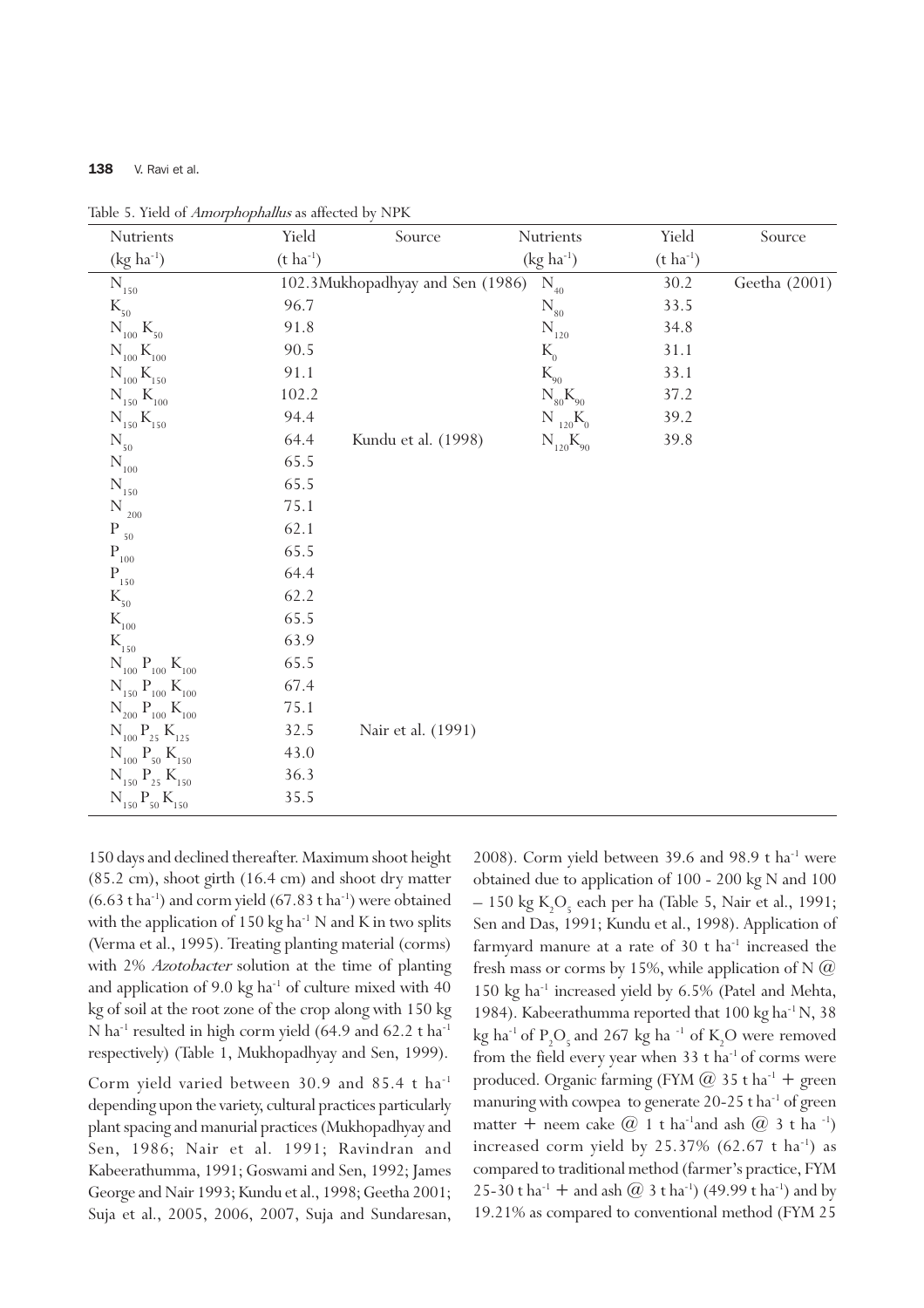Table 5. Yield of *Amorphophallus* as affected by NPK

| Nutrients (kg ha$^{-1}$) | Yield (t ha$^{-1}$) | Source | Nutrients (kg ha$^{-1}$) | Yield (t ha$^{-1}$) | Source |
|---|---|---|---|---|---|
| $N_{150}$ | 102.3 | Mukhopadhyay and Sen (1986) | $N_{40}$ | 30.2 | Geetha (2001) |
| $K_{50}$ | 96.7 | | $N_{80}$ | 33.5 | |
| $N_{100}K_{50}$ | 91.8 | | $N_{120}$ | 34.8 | |
| $N_{100}K_{100}$ | 90.5 | | $K_{0}$ | 31.1 | |
| $N_{100}K_{150}$ | 91.1 | | $K_{90}$ | 33.1 | |
| $N_{150}K_{100}$ | 102.2 | | $N_{80}K_{90}$ | 37.2 | |
| $N_{150}K_{150}$ | 94.4 | | $N_{120}K_{0}$ | 39.2 | |
| $N_{50}$ | 64.4 | Kundu et al. (1998) | $N_{120}K_{90}$ | 39.8 | |
| $N_{100}$ | 65.5 | | | | |
| $N_{150}$ | 65.5 | | | | |
| $N_{200}$ | 75.1 | | | | |
| $P_{50}$ | 62.1 | | | | |
| $P_{100}$ | 65.5 | | | | |
| $P_{150}$ | 64.4 | | | | |
| $K_{50}$ | 62.2 | | | | |
| $K_{100}$ | 65.5 | | | | |
| $K_{150}$ | 63.9 | | | | |
| $N_{100}P_{100}K_{100}$ | 65.5 | | | | |
| $N_{150}P_{100}K_{100}$ | 67.4 | | | | |
| $N_{200}P_{100}K_{100}$ | 75.1 | | | | |
| $N_{100}P_{25}K_{125}$ | 32.5 | Nair et al. (1991) | | | |
| $N_{100}P_{50}K_{150}$ | 43.0 | | | | |
| $N_{150}P_{25}K_{150}$ | 36.3 | | | | |
| $N_{150}P_{50}K_{150}$ | 35.5 | | | | |

150 days and declined thereafter. Maximum shoot height (85.2 cm), shoot girth (16.4 cm) and shoot dry matter (6.63 t ha$^{-1}$) and corm yield (67.83 t ha$^{-1}$) were obtained with the application of 150 kg ha$^{-1}$ N and K in two splits (Verma et al., 1995). Treating planting material (corms) with 2% *Azotobacter* solution at the time of planting and application of 9.0 kg ha$^{-1}$ of culture mixed with 40 kg of soil at the root zone of the crop along with 150 kg N ha$^{-1}$ resulted in high corm yield (64.9 and 62.2 t ha$^{-1}$ respectively) (Table 1, Mukhopadhyay and Sen, 1999).

Corm yield varied between 30.9 and 85.4 t ha$^{-1}$ depending upon the variety, cultural practices particularly plant spacing and manurial practices (Mukhopadhyay and Sen, 1986; Nair et al. 1991; Ravindran and Kabeerathumma, 1991; Goswami and Sen, 1992; James George and Nair 1993; Kundu et al., 1998; Geetha 2001; Suja et al., 2005, 2006, 2007, Suja and Sundaresan, 2008). Corm yield between 39.6 and 98.9 t ha$^{-1}$ were obtained due to application of 100 - 200 kg N and 100 – 150 kg $K_2O_5$ each per ha (Table 5, Nair et al., 1991; Sen and Das, 1991; Kundu et al., 1998). Application of farmyard manure at a rate of 30 t ha$^{-1}$ increased the fresh mass or corms by 15%, while application of N @ 150 kg ha$^{-1}$ increased yield by 6.5% (Patel and Mehta, 1984). Kabeerathumma reported that 100 kg ha$^{-1}$ N, 38 kg ha$^{-1}$ of $P_2O_5$ and 267 kg ha$^{-1}$ of $K_2O$ were removed from the field every year when 33 t ha$^{-1}$ of corms were produced. Organic farming (FYM @ 35 t ha$^{-1}$ + green manuring with cowpea to generate 20-25 t ha$^{-1}$ of green matter + neem cake @ 1 t ha$^{-1}$ and ash @ 3 t ha$^{-1}$) increased corm yield by 25.37% (62.67 t ha$^{-1}$) as compared to traditional method (farmer's practice, FYM 25-30 t ha$^{-1}$ + and ash @ 3 t ha$^{-1}$) (49.99 t ha$^{-1}$) and by 19.21% as compared to conventional method (FYM 25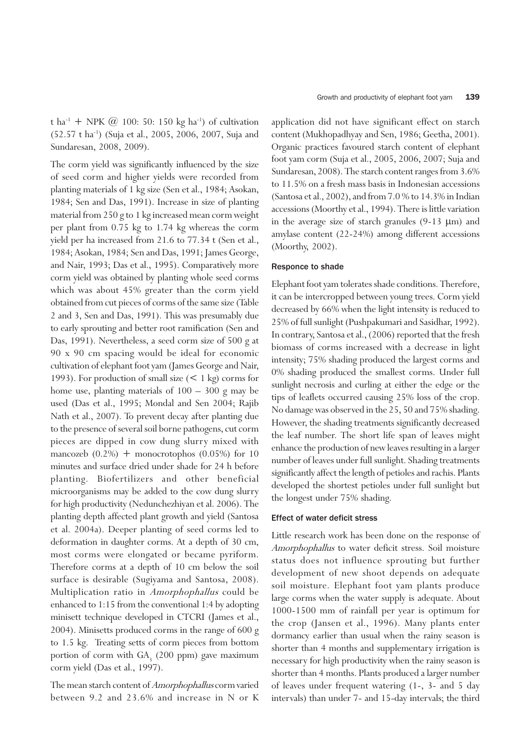t ha$^{-1}$ + NPK @ 100: 50: 150 kg ha$^{-1}$) of cultivation (52.57 t ha$^{-1}$) (Suja et al., 2005, 2006, 2007, Suja and Sundaresan, 2008, 2009).

The corm yield was significantly influenced by the size of seed corm and higher yields were recorded from planting materials of 1 kg size (Sen et al., 1984; Asokan, 1984; Sen and Das, 1991). Increase in size of planting material from 250 g to 1 kg increased mean corm weight per plant from 0.75 kg to 1.74 kg whereas the corm yield per ha increased from 21.6 to 77.34 t (Sen et al., 1984; Asokan, 1984; Sen and Das, 1991; James George, and Nair, 1993; Das et al., 1995). Comparatively more corm yield was obtained by planting whole seed corms which was about 45% greater than the corm yield obtained from cut pieces of corms of the same size (Table 2 and 3, Sen and Das, 1991). This was presumably due to early sprouting and better root ramification (Sen and Das, 1991). Nevertheless, a seed corm size of 500 g at 90 x 90 cm spacing would be ideal for economic cultivation of elephant foot yam (James George and Nair, 1993). For production of small size (< 1 kg) corms for home use, planting materials of 100 – 300 g may be used (Das et al., 1995; Mondal and Sen 2004; Rajib Nath et al., 2007). To prevent decay after planting due to the presence of several soil borne pathogens, cut corm pieces are dipped in cow dung slurry mixed with mancozeb (0.2%) + monocrotophos (0.05%) for 10 minutes and surface dried under shade for 24 h before planting. Biofertilizers and other beneficial microorganisms may be added to the cow dung slurry for high productivity (Nedunchezhiyan et al. 2006). The planting depth affected plant growth and yield (Santosa et al. 2004a). Deeper planting of seed corms led to deformation in daughter corms. At a depth of 30 cm, most corms were elongated or became pyriform. Therefore corms at a depth of 10 cm below the soil surface is desirable (Sugiyama and Santosa, 2008). Multiplication ratio in *Amorphophallus* could be enhanced to 1:15 from the conventional 1:4 by adopting minisett technique developed in CTCRI (James et al., 2004). Minisetts produced corms in the range of 600 g to 1.5 kg. Treating setts of corm pieces from bottom portion of corm with $GA_3$ (200 ppm) gave maximum corm yield (Das et al., 1997).

The mean starch content of *Amorphophallus* corm varied between 9.2 and 23.6% and increase in N or K application did not have significant effect on starch content (Mukhopadhyay and Sen, 1986; Geetha, 2001). Organic practices favoured starch content of elephant foot yam corm (Suja et al., 2005, 2006, 2007; Suja and Sundaresan, 2008). The starch content ranges from 3.6% to 11.5% on a fresh mass basis in Indonesian accessions (Santosa et al., 2002), and from 7.0 % to 14.3% in Indian accessions (Moorthy et al., 1994). There is little variation in the average size of starch granules (9-13 µm) and amylase content (22-24%) among different accessions (Moorthy, 2002).

#### Responce to shade

Elephant foot yam tolerates shade conditions. Therefore, it can be intercropped between young trees. Corm yield decreased by 66% when the light intensity is reduced to 25% of full sunlight (Pushpakumari and Sasidhar, 1992). In contrary, Santosa et al., (2006) reported that the fresh biomass of corms increased with a decrease in light intensity; 75% shading produced the largest corms and 0% shading produced the smallest corms. Under full sunlight necrosis and curling at either the edge or the tips of leaflets occurred causing 25% loss of the crop. No damage was observed in the 25, 50 and 75% shading. However, the shading treatments significantly decreased the leaf number. The short life span of leaves might enhance the production of new leaves resulting in a larger number of leaves under full sunlight. Shading treatments significantly affect the length of petioles and rachis. Plants developed the shortest petioles under full sunlight but the longest under 75% shading.

#### Effect of water deficit stress

Little research work has been done on the response of *Amorphophallus* to water deficit stress. Soil moisture status does not influence sprouting but further development of new shoot depends on adequate soil moisture. Elephant foot yam plants produce large corms when the water supply is adequate. About 1000-1500 mm of rainfall per year is optimum for the crop (Jansen et al., 1996). Many plants enter dormancy earlier than usual when the rainy season is shorter than 4 months and supplementary irrigation is necessary for high productivity when the rainy season is shorter than 4 months. Plants produced a larger number of leaves under frequent watering (1-, 3- and 5 day intervals) than under 7- and 15-day intervals; the third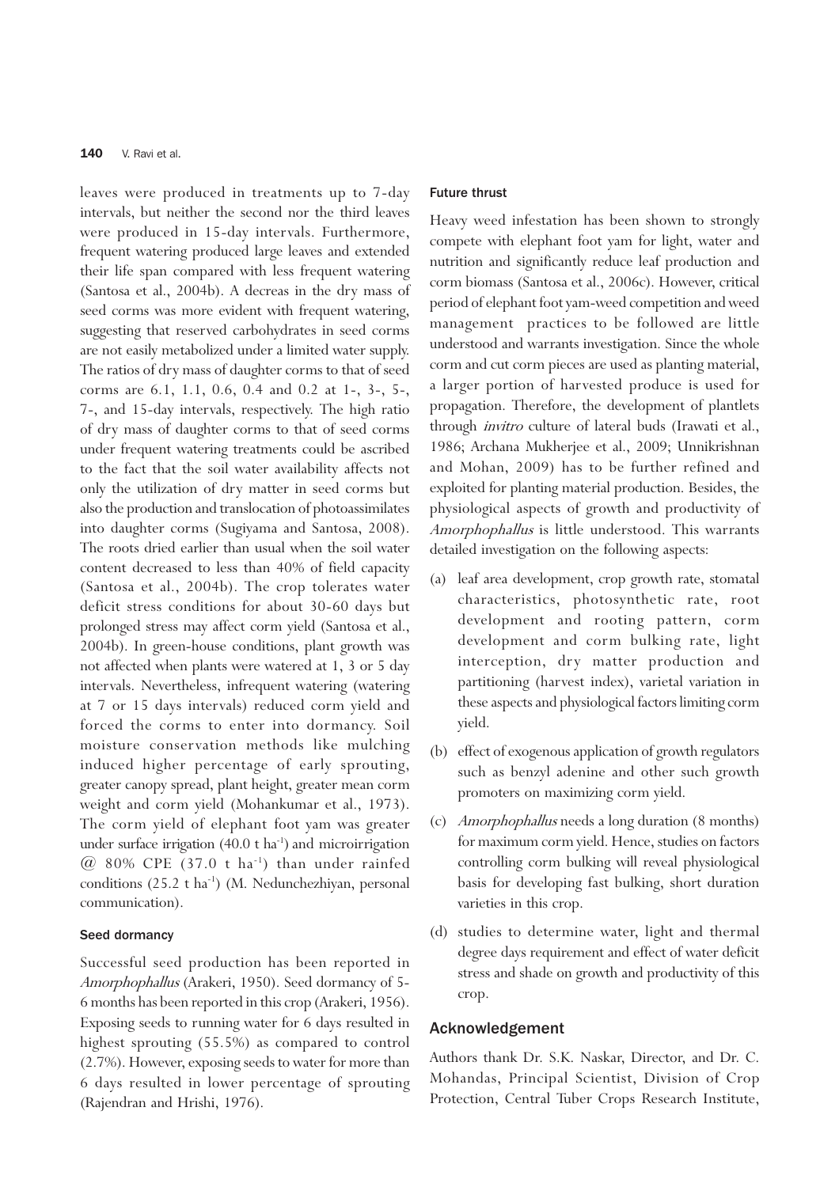leaves were produced in treatments up to 7-day intervals, but neither the second nor the third leaves were produced in 15-day intervals. Furthermore, frequent watering produced large leaves and extended their life span compared with less frequent watering (Santosa et al., 2004b). A decreas in the dry mass of seed corms was more evident with frequent watering, suggesting that reserved carbohydrates in seed corms are not easily metabolized under a limited water supply. The ratios of dry mass of daughter corms to that of seed corms are 6.1, 1.1, 0.6, 0.4 and 0.2 at 1-, 3-, 5-, 7-, and 15-day intervals, respectively. The high ratio of dry mass of daughter corms to that of seed corms under frequent watering treatments could be ascribed to the fact that the soil water availability affects not only the utilization of dry matter in seed corms but also the production and translocation of photoassimilates into daughter corms (Sugiyama and Santosa, 2008). The roots dried earlier than usual when the soil water content decreased to less than 40% of field capacity (Santosa et al., 2004b). The crop tolerates water deficit stress conditions for about 30-60 days but prolonged stress may affect corm yield (Santosa et al., 2004b). In green-house conditions, plant growth was not affected when plants were watered at 1, 3 or 5 day intervals. Nevertheless, infrequent watering (watering at 7 or 15 days intervals) reduced corm yield and forced the corms to enter into dormancy. Soil moisture conservation methods like mulching induced higher percentage of early sprouting, greater canopy spread, plant height, greater mean corm weight and corm yield (Mohankumar et al., 1973). The corm yield of elephant foot yam was greater under surface irrigation (40.0 t ha$^{-1}$) and microirrigation @ 80% CPE (37.0 t ha$^{-1}$) than under rainfed conditions (25.2 t ha$^{-1}$) (M. Nedunchezhiyan, personal communication).

### Seed dormancy

Successful seed production has been reported in *Amorphophallus* (Arakeri, 1950). Seed dormancy of 5-6 months has been reported in this crop (Arakeri, 1956). Exposing seeds to running water for 6 days resulted in highest sprouting (55.5%) as compared to control (2.7%). However, exposing seeds to water for more than 6 days resulted in lower percentage of sprouting (Rajendran and Hrishi, 1976).

### Future thrust

Heavy weed infestation has been shown to strongly compete with elephant foot yam for light, water and nutrition and significantly reduce leaf production and corm biomass (Santosa et al., 2006c). However, critical period of elephant foot yam-weed competition and weed management practices to be followed are little understood and warrants investigation. Since the whole corm and cut corm pieces are used as planting material, a larger portion of harvested produce is used for propagation. Therefore, the development of plantlets through *invitro* culture of lateral buds (Irawati et al., 1986; Archana Mukherjee et al., 2009; Unnikrishnan and Mohan, 2009) has to be further refined and exploited for planting material production. Besides, the physiological aspects of growth and productivity of *Amorphophallus* is little understood. This warrants detailed investigation on the following aspects:

(a) leaf area development, crop growth rate, stomatal characteristics, photosynthetic rate, root development and rooting pattern, corm development and corm bulking rate, light interception, dry matter production and partitioning (harvest index), varietal variation in these aspects and physiological factors limiting corm yield.

(b) effect of exogenous application of growth regulators such as benzyl adenine and other such growth promoters on maximizing corm yield.

(c) *Amorphophallus* needs a long duration (8 months) for maximum corm yield. Hence, studies on factors controlling corm bulking will reveal physiological basis for developing fast bulking, short duration varieties in this crop.

(d) studies to determine water, light and thermal degree days requirement and effect of water deficit stress and shade on growth and productivity of this crop.

## Acknowledgement

Authors thank Dr. S.K. Naskar, Director, and Dr. C. Mohandas, Principal Scientist, Division of Crop Protection, Central Tuber Crops Research Institute,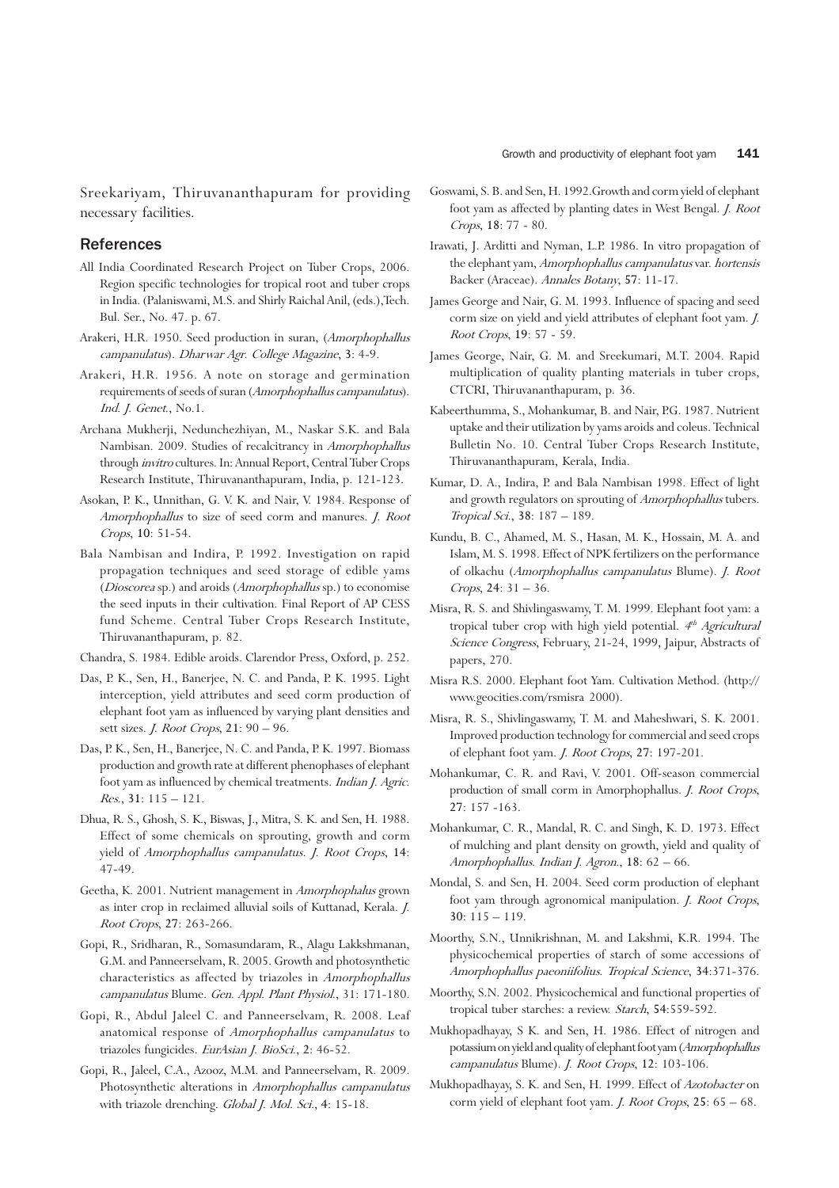Sreekariyam, Thiruvananthapuram for providing necessary facilities.

## References

All India Coordinated Research Project on Tuber Crops, 2006. Region specific technologies for tropical root and tuber crops in India. (Palaniswami, M.S. and Shirly Raichal Anil, (eds.),Tech. Bul. Ser., No. 47. p. 67.

Arakeri, H.R. 1950. Seed production in suran, (*Amorphophallus campanulatus*). *Dharwar Agr. College Magazine*, **3**: 4-9.

Arakeri, H.R. 1956. A note on storage and germination requirements of seeds of suran (*Amorphophallus campanulatus*). *Ind. J. Genet.*, No.1.

Archana Mukherji, Nedunchezhiyan, M., Naskar S.K. and Bala Nambisan. 2009. Studies of recalcitrancy in *Amorphophallus* through *invitro* cultures. In: Annual Report, Central Tuber Crops Research Institute, Thiruvananthapuram, India, p. 121-123.

Asokan, P. K., Unnithan, G. V. K. and Nair, V. 1984. Response of *Amorphophallus* to size of seed corm and manures. *J. Root Crops*, **10**: 51-54.

Bala Nambisan and Indira, P. 1992. Investigation on rapid propagation techniques and seed storage of edible yams (*Dioscorea* sp.) and aroids (*Amorphophallus* sp.) to economise the seed inputs in their cultivation. Final Report of AP CESS fund Scheme. Central Tuber Crops Research Institute, Thiruvananthapuram, p. 82.

Chandra, S. 1984. Edible aroids. Clarendor Press, Oxford, p. 252.

Das, P. K., Sen, H., Banerjee, N. C. and Panda, P. K. 1995. Light interception, yield attributes and seed corm production of elephant foot yam as influenced by varying plant densities and sett sizes. *J. Root Crops*, **21**: 90 – 96.

Das, P. K., Sen, H., Banerjee, N. C. and Panda, P. K. 1997. Biomass production and growth rate at different phenophases of elephant foot yam as influenced by chemical treatments. *Indian J. Agric. Res.*, **31**: 115 – 121.

Dhua, R. S., Ghosh, S. K., Biswas, J., Mitra, S. K. and Sen, H. 1988. Effect of some chemicals on sprouting, growth and corm yield of *Amorphophallus campanulatus*. *J. Root Crops*, **14**: 47-49.

Geetha, K. 2001. Nutrient management in *Amorphophalus* grown as inter crop in reclaimed alluvial soils of Kuttanad, Kerala. *J. Root Crops*, **27**: 263-266.

Gopi, R., Sridharan, R., Somasundaram, R., Alagu Lakkshmanan, G.M. and Panneerselvam, R. 2005. Growth and photosynthetic characteristics as affected by triazoles in *Amorphophallus campanulatus* Blume. *Gen. Appl. Plant Physiol.*, 31: 171-180.

Gopi, R., Abdul Jaleel C. and Panneerselvam, R. 2008. Leaf anatomical response of *Amorphophallus campanulatus* to triazoles fungicides. *EurAsian J. BioSci.*, **2**: 46-52.

Gopi, R., Jaleel, C.A., Azooz, M.M. and Panneerselvam, R. 2009. Photosynthetic alterations in *Amorphophallus campanulatus* with triazole drenching. *Global J. Mol. Sci.*, **4**: 15-18.

Goswami, S. B. and Sen, H. 1992.Growth and corm yield of elephant foot yam as affected by planting dates in West Bengal. *J. Root Crops*, **18**: 77 - 80.

Irawati, J. Arditti and Nyman, L.P. 1986. In vitro propagation of the elephant yam, *Amorphophallus campanulatus* var. *hortensis* Backer (Araceae). *Annales Botany*, **57**: 11-17.

James George and Nair, G. M. 1993. Influence of spacing and seed corm size on yield and yield attributes of elephant foot yam. *J. Root Crops*, **19**: 57 - 59.

James George, Nair, G. M. and Sreekumari, M.T. 2004. Rapid multiplication of quality planting materials in tuber crops, CTCRI, Thiruvananthapuram, p. 36.

Kabeerthumma, S., Mohankumar, B. and Nair, P.G. 1987. Nutrient uptake and their utilization by yams aroids and coleus. Technical Bulletin No. 10. Central Tuber Crops Research Institute, Thiruvananthapuram, Kerala, India.

Kumar, D. A., Indira, P. and Bala Nambisan 1998. Effect of light and growth regulators on sprouting of *Amorphophallus* tubers. *Tropical Sci.*, **38**: 187 – 189.

Kundu, B. C., Ahamed, M. S., Hasan, M. K., Hossain, M. A. and Islam, M. S. 1998. Effect of NPK fertilizers on the performance of olkachu (*Amorphophallus campanulatus* Blume). *J. Root Crops*, **24**: 31 – 36.

Misra, R. S. and Shivlingaswamy, T. M. 1999. Elephant foot yam: a tropical tuber crop with high yield potential. *4th Agricultural Science Congress*, February, 21-24, 1999, Jaipur, Abstracts of papers, 270.

Misra R.S. 2000. Elephant foot Yam. Cultivation Method. (http://www.geocities.com/rsmisra 2000).

Misra, R. S., Shivlingaswamy, T. M. and Maheshwari, S. K. 2001. Improved production technology for commercial and seed crops of elephant foot yam. *J. Root Crops*, **27**: 197-201.

Mohankumar, C. R. and Ravi, V. 2001. Off-season commercial production of small corm in Amorphophallus. *J. Root Crops*, **27**: 157 -163.

Mohankumar, C. R., Mandal, R. C. and Singh, K. D. 1973. Effect of mulching and plant density on growth, yield and quality of *Amorphophallus*. *Indian J. Agron.*, **18**: 62 – 66.

Mondal, S. and Sen, H. 2004. Seed corm production of elephant foot yam through agronomical manipulation. *J. Root Crops*, **30**: 115 – 119.

Moorthy, S.N., Unnikrishnan, M. and Lakshmi, K.R. 1994. The physicochemical properties of starch of some accessions of *Amorphophallus paeoniifolius*. *Tropical Science*, **34**:371-376.

Moorthy, S.N. 2002. Physicochemical and functional properties of tropical tuber starches: a review. *Starch*, **54**:559-592.

Mukhopadhayay, S K. and Sen, H. 1986. Effect of nitrogen and potassium on yield and quality of elephant foot yam (*Amorphophallus campanulatus* Blume). *J. Root Crops*, **12**: 103-106.

Mukhopadhayay, S. K. and Sen, H. 1999. Effect of *Azotobacter* on corm yield of elephant foot yam. *J. Root Crops*, **25**: 65 – 68.